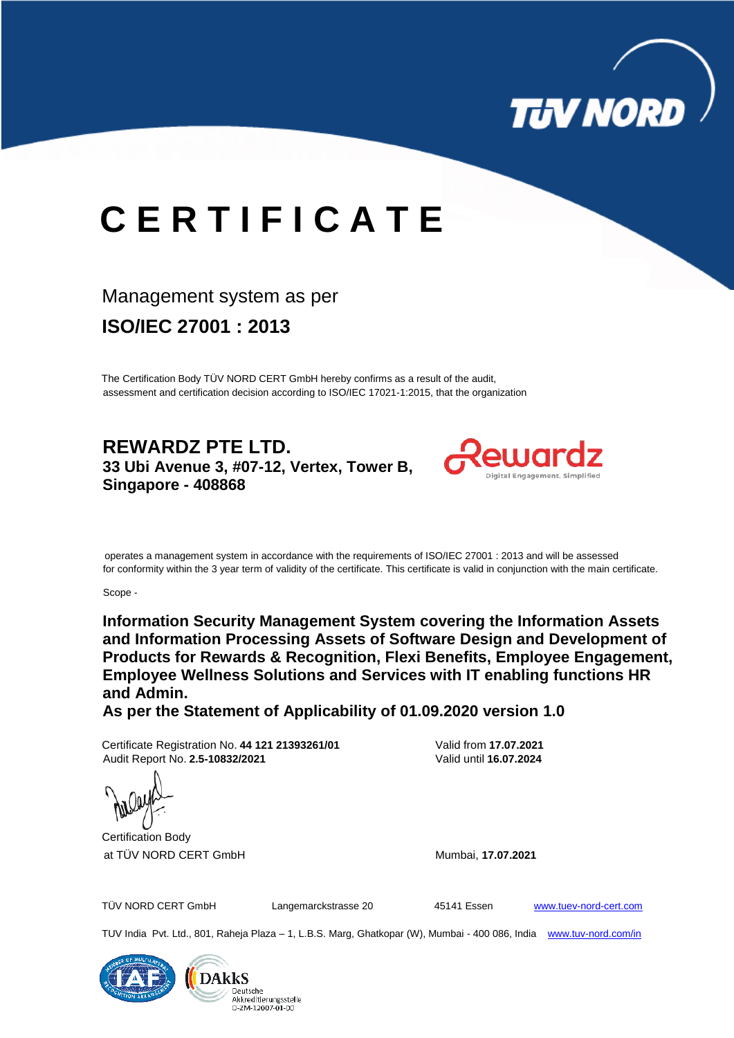# CERTIFICATE

Management system as per

## ISO/IEC 27001 : 2013

The Certification Body TÜV NORD CERT GmbH hereby confirms as a result of the audit, assessment and certification decision according to ISO/IEC 17021-1:2015, that the organization

**REWARDZ PTE LTD.**
**33 Ubi Avenue 3, #07-12, Vertex, Tower B,**
**Singapore - 408868**

operates a management system in accordance with the requirements of ISO/IEC 27001 : 2013 and will be assessed for conformity within the 3 year term of validity of the certificate. This certificate is valid in conjunction with the main certificate.

Scope -

**Information Security Management System covering the Information Assets and Information Processing Assets of Software Design and Development of Products for Rewards & Recognition, Flexi Benefits, Employee Engagement, Employee Wellness Solutions and Services with IT enabling functions HR and Admin.**
**As per the Statement of Applicability of 01.09.2020 version 1.0**

Certificate Registration No. **44 121 21393261/01**
Audit Report No. **2.5-10832/2021**

Valid from **17.07.2021**
Valid until **16.07.2024**

Certification Body
at TÜV NORD CERT GmbH

Mumbai, **17.07.2021**

TÜV NORD CERT GmbH Langemarckstrasse 20 45141 Essen www.tuev-nord-cert.com

TUV India Pvt. Ltd., 801, Raheja Plaza – 1, L.B.S. Marg, Ghatkopar (W), Mumbai - 400 086, India www.tuv-nord.com/in

DAkkS Deutsche Akkreditierungsstelle D-ZM-12007-01-00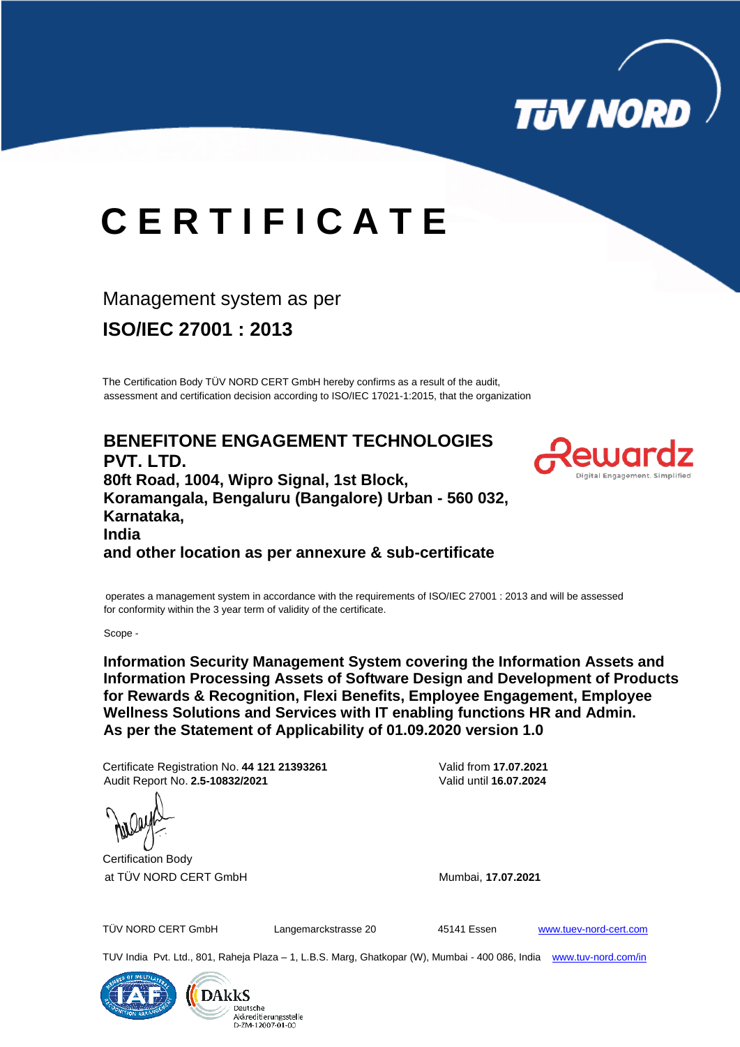# CERTIFICATE

Management system as per

## ISO/IEC 27001 : 2013

The Certification Body TÜV NORD CERT GmbH hereby confirms as a result of the audit, assessment and certification decision according to ISO/IEC 17021-1:2015, that the organization

**BENEFITONE ENGAGEMENT TECHNOLOGIES PVT. LTD.**
**80ft Road, 1004, Wipro Signal, 1st Block,**
**Koramangala, Bengaluru (Bangalore) Urban - 560 032,**
**Karnataka,**
**India**
**and other location as per annexure & sub-certificate**

operates a management system in accordance with the requirements of ISO/IEC 27001 : 2013 and will be assessed for conformity within the 3 year term of validity of the certificate.

Scope -

**Information Security Management System covering the Information Assets and Information Processing Assets of Software Design and Development of Products for Rewards & Recognition, Flexi Benefits, Employee Engagement, Employee Wellness Solutions and Services with IT enabling functions HR and Admin.**
**As per the Statement of Applicability of 01.09.2020 version 1.0**

Certificate Registration No. **44 121 21393261**
Audit Report No. **2.5-10832/2021**

Valid from **17.07.2021**
Valid until **16.07.2024**

Certification Body
at TÜV NORD CERT GmbH

Mumbai, **17.07.2021**

TÜV NORD CERT GmbH Langemarckstrasse 20 45141 Essen www.tuev-nord-cert.com

TUV India Pvt. Ltd., 801, Raheja Plaza – 1, L.B.S. Marg, Ghatkopar (W), Mumbai - 400 086, India www.tuv-nord.com/in

DAkkS Deutsche Akkreditierungsstelle D-ZM-12007-01-00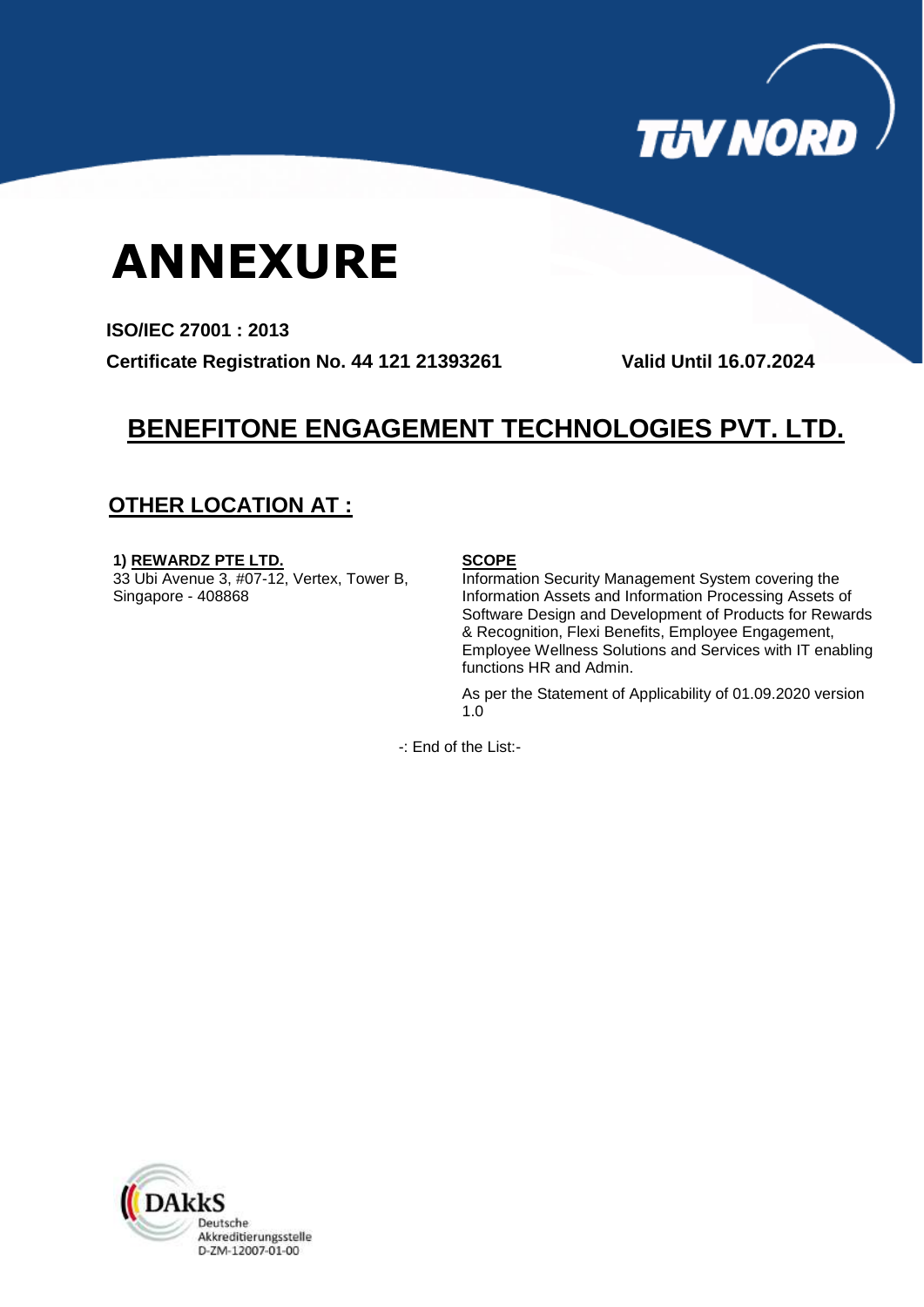# ANNEXURE

**ISO/IEC 27001 : 2013**

**Certificate Registration No. 44 121 21393261** **Valid Until 16.07.2024**

## BENEFITONE ENGAGEMENT TECHNOLOGIES PVT. LTD.

### OTHER LOCATION AT :

**1) REWARDZ PTE LTD.**
33 Ubi Avenue 3, #07-12, Vertex, Tower B,
Singapore - 408868

**SCOPE**
Information Security Management System covering the Information Assets and Information Processing Assets of Software Design and Development of Products for Rewards & Recognition, Flexi Benefits, Employee Engagement, Employee Wellness Solutions and Services with IT enabling functions HR and Admin.

As per the Statement of Applicability of 01.09.2020 version 1.0

-: End of the List:-

DAkkS
Deutsche
Akkreditierungsstelle
D-ZM-12007-01-00